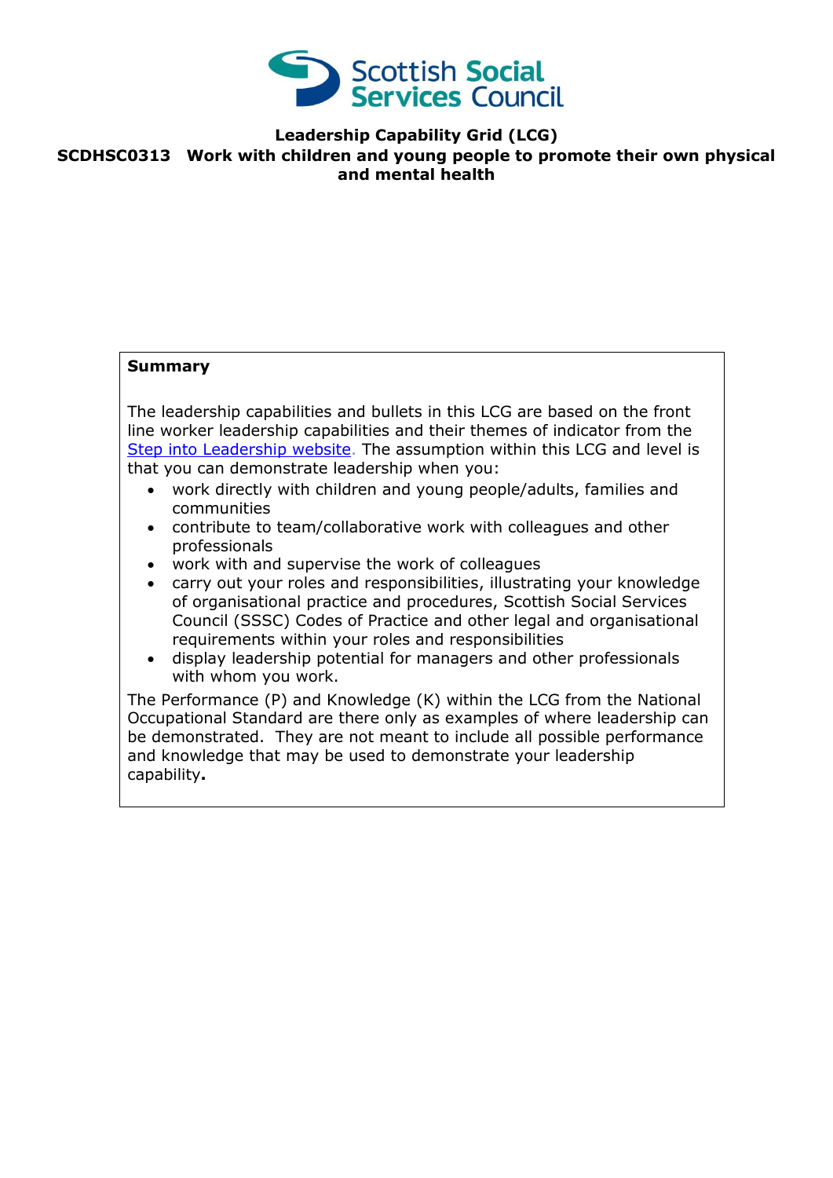Scottish Social Services Council

# Leadership Capability Grid (LCG)

## SCDHSC0313 Work with children and young people to promote their own physical and mental health

**Summary**

The leadership capabilities and bullets in this LCG are based on the front line worker leadership capabilities and their themes of indicator from the Step into Leadership website. The assumption within this LCG and level is that you can demonstrate leadership when you:

- work directly with children and young people/adults, families and communities
- contribute to team/collaborative work with colleagues and other professionals
- work with and supervise the work of colleagues
- carry out your roles and responsibilities, illustrating your knowledge of organisational practice and procedures, Scottish Social Services Council (SSSC) Codes of Practice and other legal and organisational requirements within your roles and responsibilities
- display leadership potential for managers and other professionals with whom you work.

The Performance (P) and Knowledge (K) within the LCG from the National Occupational Standard are there only as examples of where leadership can be demonstrated. They are not meant to include all possible performance and knowledge that may be used to demonstrate your leadership capability**.**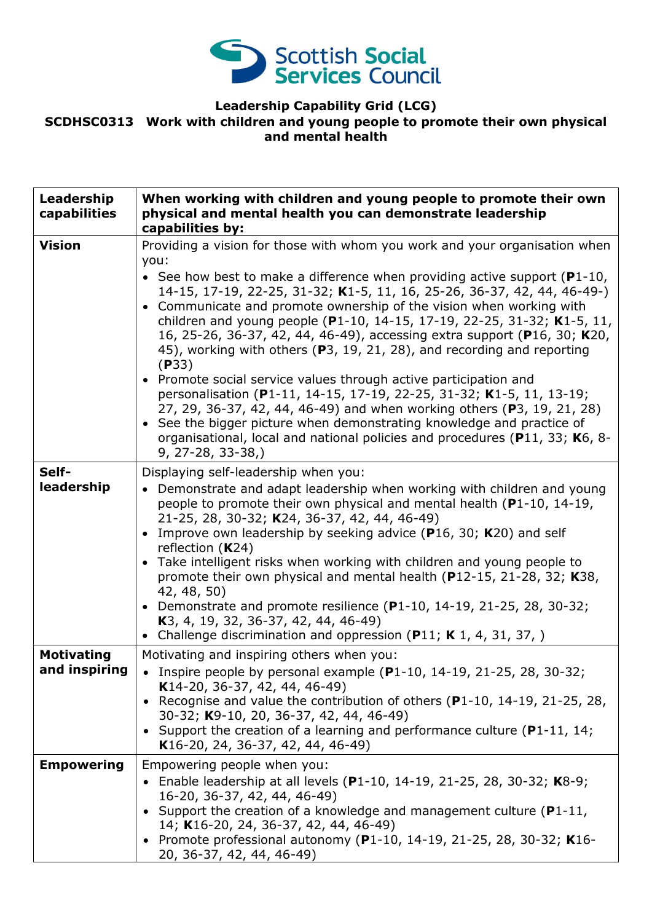**Leadership Capability Grid (LCG)**

**SCDHSC0313 Work with children and young people to promote their own physical and mental health**

| Leadership capabilities | When working with children and young people to promote their own physical and mental health you can demonstrate leadership capabilities by: |
|---|---|
| **Vision** | Providing a vision for those with whom you work and your organisation when you:<br>• See how best to make a difference when providing active support (**P**1-10, 14-15, 17-19, 22-25, 31-32; **K**1-5, 11, 16, 25-26, 36-37, 42, 44, 46-49-)<br>• Communicate and promote ownership of the vision when working with children and young people (**P**1-10, 14-15, 17-19, 22-25, 31-32; **K**1-5, 11, 16, 25-26, 36-37, 42, 44, 46-49), accessing extra support (**P**16, 30; **K**20, 45), working with others (**P**3, 19, 21, 28), and recording and reporting (**P**33)<br>• Promote social service values through active participation and personalisation (**P**1-11, 14-15, 17-19, 22-25, 31-32; **K**1-5, 11, 13-19; 27, 29, 36-37, 42, 44, 46-49) and when working others (**P**3, 19, 21, 28)<br>• See the bigger picture when demonstrating knowledge and practice of organisational, local and national policies and procedures (**P**11, 33; **K**6, 8-9, 27-28, 33-38,) |
| **Self-leadership** | Displaying self-leadership when you:<br>• Demonstrate and adapt leadership when working with children and young people to promote their own physical and mental health (**P**1-10, 14-19, 21-25, 28, 30-32; **K**24, 36-37, 42, 44, 46-49)<br>• Improve own leadership by seeking advice (**P**16, 30; **K**20) and self reflection (**K**24)<br>• Take intelligent risks when working with children and young people to promote their own physical and mental health (**P**12-15, 21-28, 32; **K**38, 42, 48, 50)<br>• Demonstrate and promote resilience (**P**1-10, 14-19, 21-25, 28, 30-32; **K**3, 4, 19, 32, 36-37, 42, 44, 46-49)<br>• Challenge discrimination and oppression (**P**11; **K** 1, 4, 31, 37, ) |
| **Motivating and inspiring** | Motivating and inspiring others when you:<br>• Inspire people by personal example (**P**1-10, 14-19, 21-25, 28, 30-32; **K**14-20, 36-37, 42, 44, 46-49)<br>• Recognise and value the contribution of others (**P**1-10, 14-19, 21-25, 28, 30-32; **K**9-10, 20, 36-37, 42, 44, 46-49)<br>• Support the creation of a learning and performance culture (**P**1-11, 14; **K**16-20, 24, 36-37, 42, 44, 46-49) |
| **Empowering** | Empowering people when you:<br>• Enable leadership at all levels (**P**1-10, 14-19, 21-25, 28, 30-32; **K**8-9; 16-20, 36-37, 42, 44, 46-49)<br>• Support the creation of a knowledge and management culture (**P**1-11, 14; **K**16-20, 24, 36-37, 42, 44, 46-49)<br>• Promote professional autonomy (**P**1-10, 14-19, 21-25, 28, 30-32; **K**16-20, 36-37, 42, 44, 46-49) |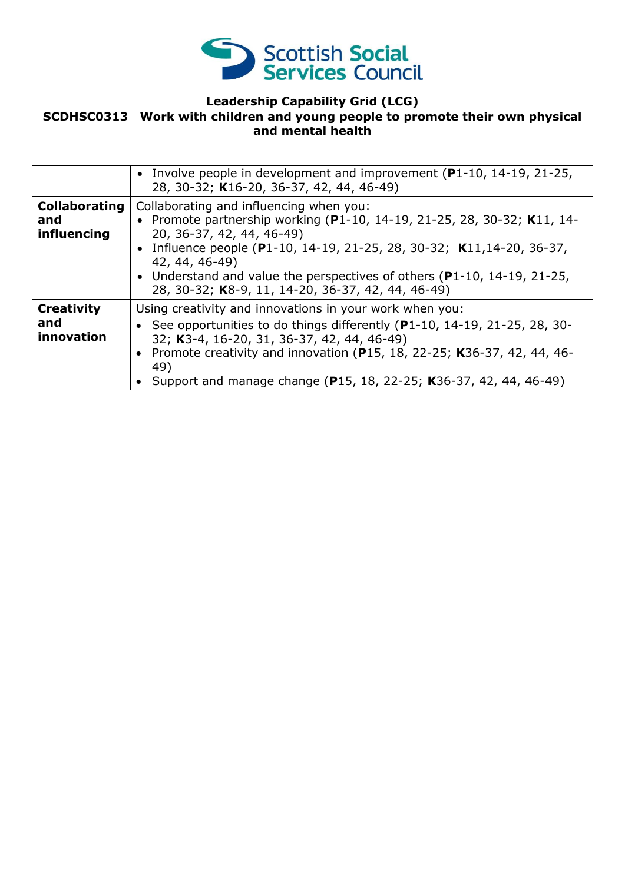Leadership Capability Grid (LCG)

SCDHSC0313 Work with children and young people to promote their own physical and mental health

| | |
|---|---|
| | • Involve people in development and improvement (**P**1-10, 14-19, 21-25, 28, 30-32; **K**16-20, 36-37, 42, 44, 46-49) |
| **Collaborating and influencing** | Collaborating and influencing when you:<br>• Promote partnership working (**P**1-10, 14-19, 21-25, 28, 30-32; **K**11, 14-20, 36-37, 42, 44, 46-49)<br>• Influence people (**P**1-10, 14-19, 21-25, 28, 30-32; **K**11,14-20, 36-37, 42, 44, 46-49)<br>• Understand and value the perspectives of others (**P**1-10, 14-19, 21-25, 28, 30-32; **K**8-9, 11, 14-20, 36-37, 42, 44, 46-49) |
| **Creativity and innovation** | Using creativity and innovations in your work when you:<br>• See opportunities to do things differently (**P**1-10, 14-19, 21-25, 28, 30-32; **K**3-4, 16-20, 31, 36-37, 42, 44, 46-49)<br>• Promote creativity and innovation (**P**15, 18, 22-25; **K**36-37, 42, 44, 46-49)<br>• Support and manage change (**P**15, 18, 22-25; **K**36-37, 42, 44, 46-49) |